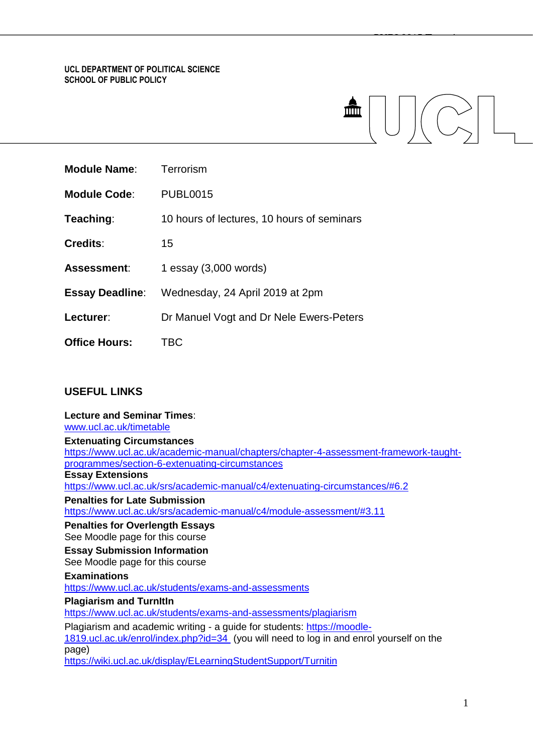**UCL DEPARTMENT OF POLITICAL SCIENCE**
**SCHOOL OF PUBLIC POLICY**

| | |
|---|---|
| **Module Name**: | Terrorism |
| **Module Code**: | PUBL0015 |
| **Teaching**: | 10 hours of lectures, 10 hours of seminars |
| **Credits**: | 15 |
| **Assessment**: | 1 essay (3,000 words) |
| **Essay Deadline**: | Wednesday, 24 April 2019 at 2pm |
| **Lecturer**: | Dr Manuel Vogt and Dr Nele Ewers-Peters |
| **Office Hours:** | TBC |

## USEFUL LINKS

**Lecture and Seminar Times**:
www.ucl.ac.uk/timetable

**Extenuating Circumstances**
https://www.ucl.ac.uk/academic-manual/chapters/chapter-4-assessment-framework-taught-programmes/section-6-extenuating-circumstances

**Essay Extensions**
https://www.ucl.ac.uk/srs/academic-manual/c4/extenuating-circumstances/#6.2

**Penalties for Late Submission**
https://www.ucl.ac.uk/srs/academic-manual/c4/module-assessment/#3.11

**Penalties for Overlength Essays**
See Moodle page for this course

**Essay Submission Information**
See Moodle page for this course

**Examinations**
https://www.ucl.ac.uk/students/exams-and-assessments

**Plagiarism and TurnItIn**
https://www.ucl.ac.uk/students/exams-and-assessments/plagiarism

Plagiarism and academic writing - a guide for students: https://moodle-1819.ucl.ac.uk/enrol/index.php?id=34 (you will need to log in and enrol yourself on the page)
https://wiki.ucl.ac.uk/display/ELearningStudentSupport/Turnitin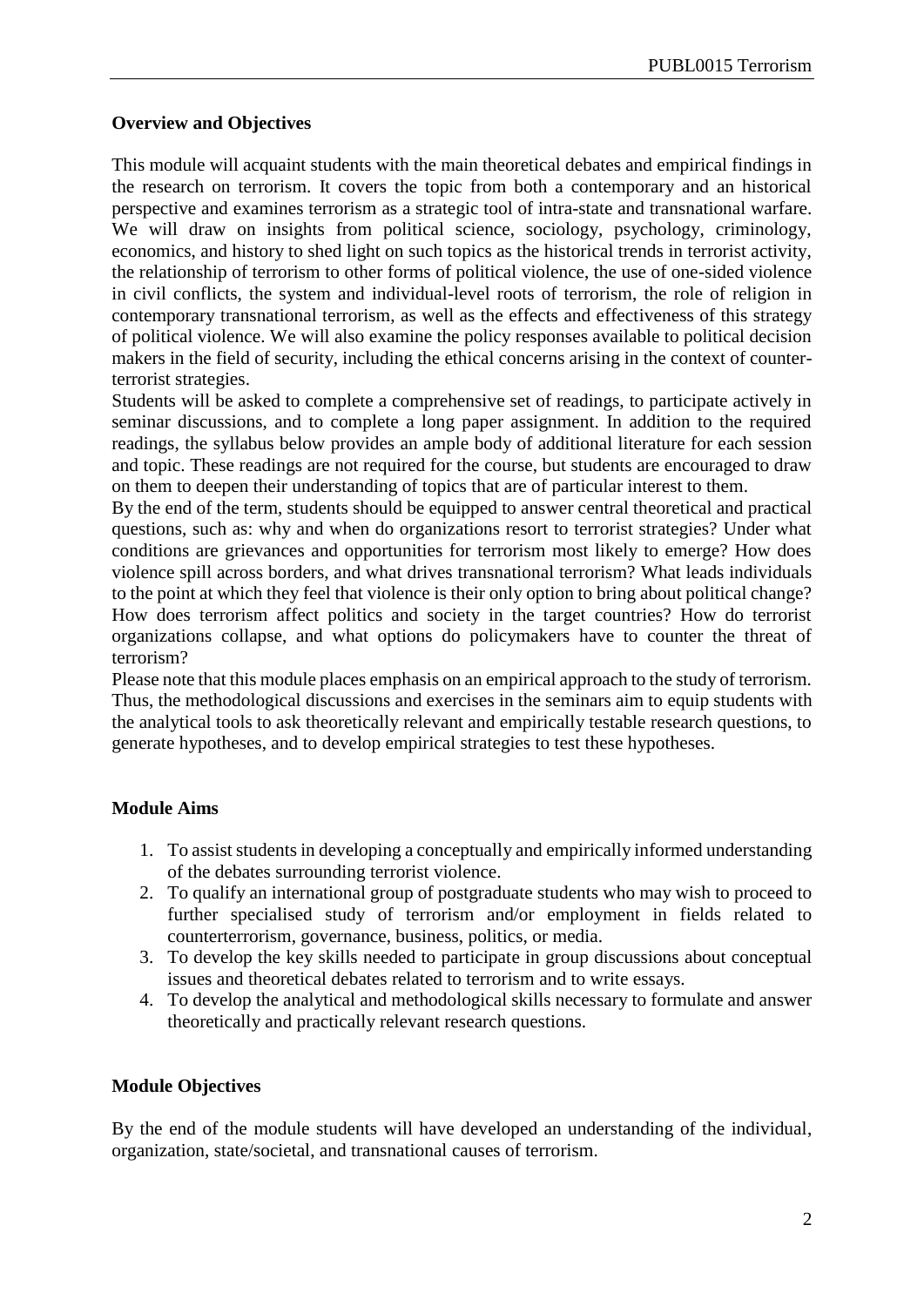## Overview and Objectives

This module will acquaint students with the main theoretical debates and empirical findings in the research on terrorism. It covers the topic from both a contemporary and an historical perspective and examines terrorism as a strategic tool of intra-state and transnational warfare. We will draw on insights from political science, sociology, psychology, criminology, economics, and history to shed light on such topics as the historical trends in terrorist activity, the relationship of terrorism to other forms of political violence, the use of one-sided violence in civil conflicts, the system and individual-level roots of terrorism, the role of religion in contemporary transnational terrorism, as well as the effects and effectiveness of this strategy of political violence. We will also examine the policy responses available to political decision makers in the field of security, including the ethical concerns arising in the context of counter-terrorist strategies.

Students will be asked to complete a comprehensive set of readings, to participate actively in seminar discussions, and to complete a long paper assignment. In addition to the required readings, the syllabus below provides an ample body of additional literature for each session and topic. These readings are not required for the course, but students are encouraged to draw on them to deepen their understanding of topics that are of particular interest to them.

By the end of the term, students should be equipped to answer central theoretical and practical questions, such as: why and when do organizations resort to terrorist strategies? Under what conditions are grievances and opportunities for terrorism most likely to emerge? How does violence spill across borders, and what drives transnational terrorism? What leads individuals to the point at which they feel that violence is their only option to bring about political change? How does terrorism affect politics and society in the target countries? How do terrorist organizations collapse, and what options do policymakers have to counter the threat of terrorism?

Please note that this module places emphasis on an empirical approach to the study of terrorism. Thus, the methodological discussions and exercises in the seminars aim to equip students with the analytical tools to ask theoretically relevant and empirically testable research questions, to generate hypotheses, and to develop empirical strategies to test these hypotheses.

## Module Aims

1. To assist students in developing a conceptually and empirically informed understanding of the debates surrounding terrorist violence.
2. To qualify an international group of postgraduate students who may wish to proceed to further specialised study of terrorism and/or employment in fields related to counterterrorism, governance, business, politics, or media.
3. To develop the key skills needed to participate in group discussions about conceptual issues and theoretical debates related to terrorism and to write essays.
4. To develop the analytical and methodological skills necessary to formulate and answer theoretically and practically relevant research questions.

## Module Objectives

By the end of the module students will have developed an understanding of the individual, organization, state/societal, and transnational causes of terrorism.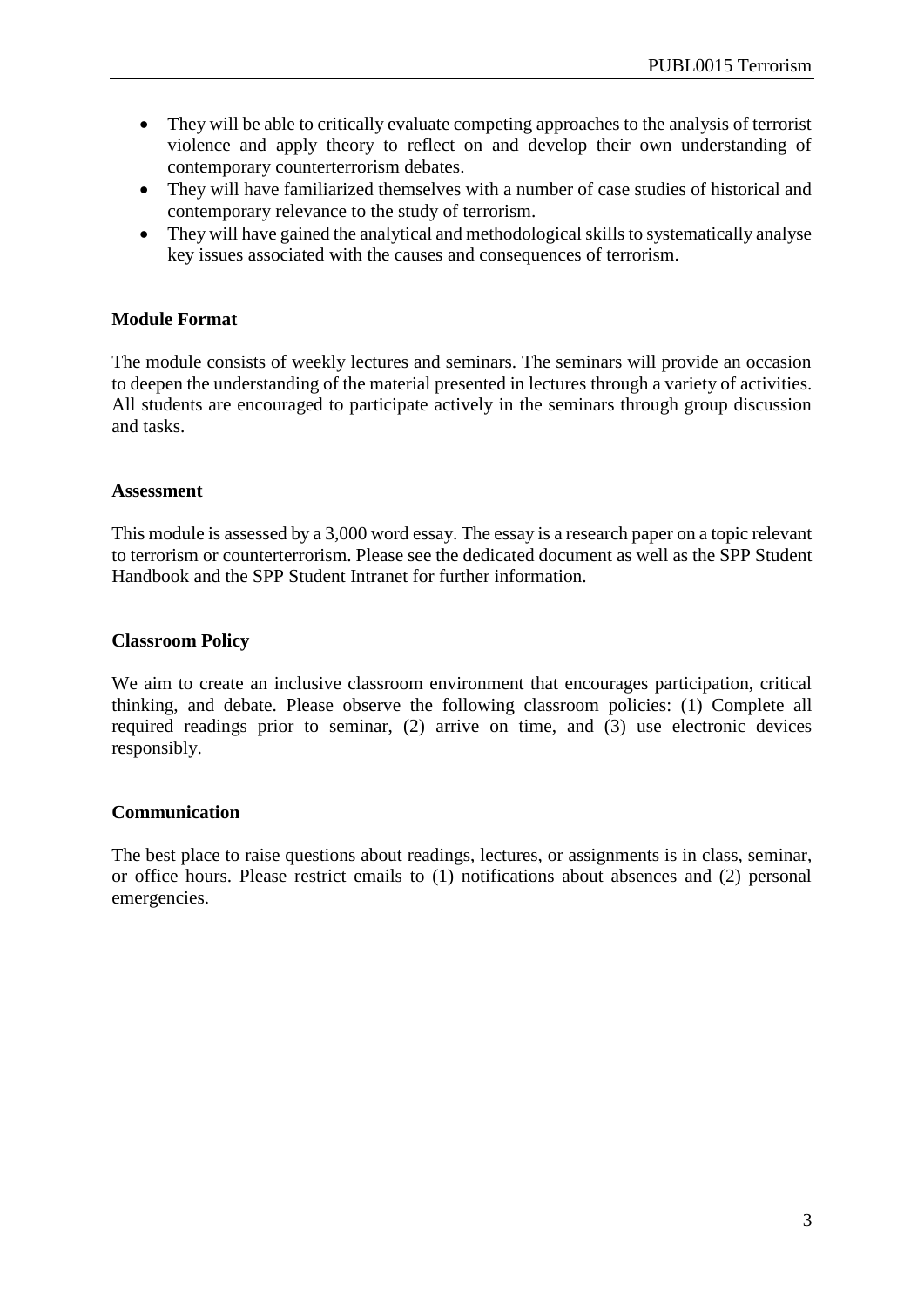- They will be able to critically evaluate competing approaches to the analysis of terrorist violence and apply theory to reflect on and develop their own understanding of contemporary counterterrorism debates.
- They will have familiarized themselves with a number of case studies of historical and contemporary relevance to the study of terrorism.
- They will have gained the analytical and methodological skills to systematically analyse key issues associated with the causes and consequences of terrorism.

**Module Format**

The module consists of weekly lectures and seminars. The seminars will provide an occasion to deepen the understanding of the material presented in lectures through a variety of activities. All students are encouraged to participate actively in the seminars through group discussion and tasks.

**Assessment**

This module is assessed by a 3,000 word essay. The essay is a research paper on a topic relevant to terrorism or counterterrorism. Please see the dedicated document as well as the SPP Student Handbook and the SPP Student Intranet for further information.

**Classroom Policy**

We aim to create an inclusive classroom environment that encourages participation, critical thinking, and debate. Please observe the following classroom policies: (1) Complete all required readings prior to seminar, (2) arrive on time, and (3) use electronic devices responsibly.

**Communication**

The best place to raise questions about readings, lectures, or assignments is in class, seminar, or office hours. Please restrict emails to (1) notifications about absences and (2) personal emergencies.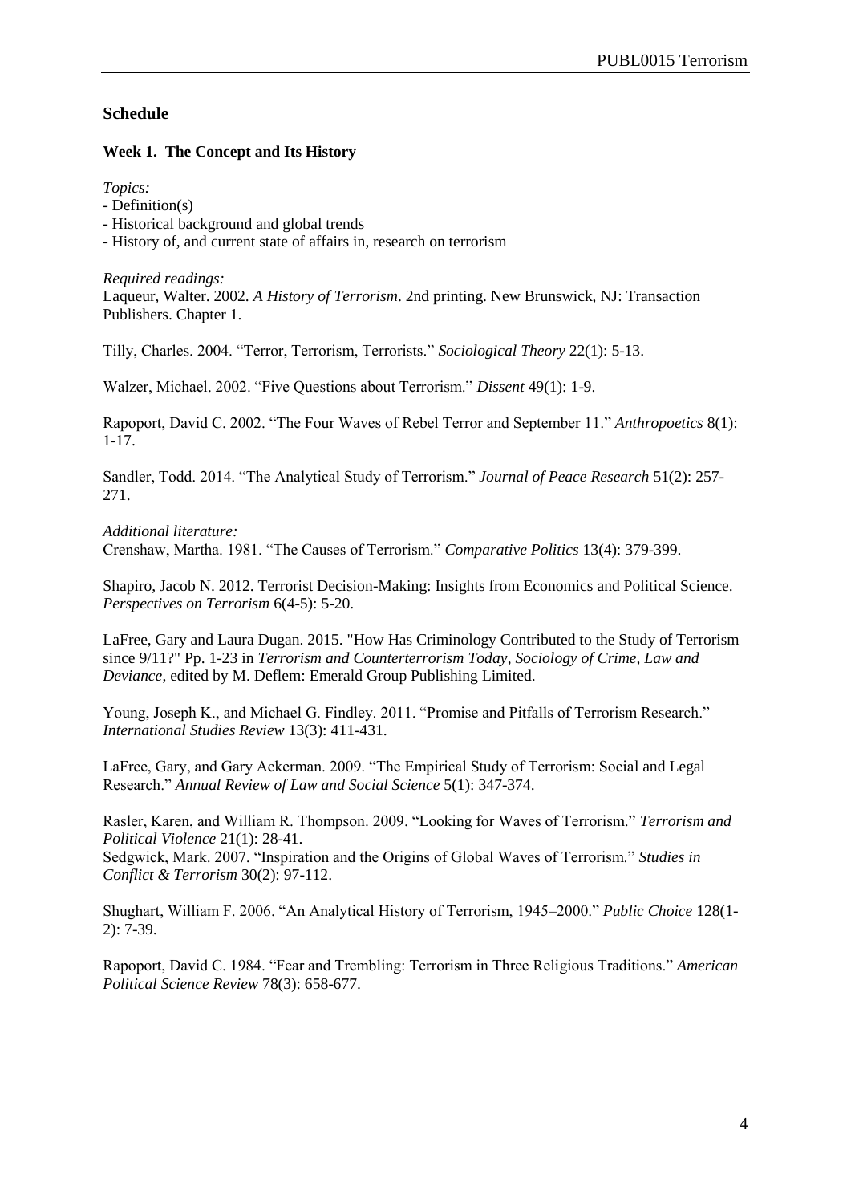## Schedule

### Week 1. The Concept and Its History

*Topics:*

- Definition(s)
- Historical background and global trends
- History of, and current state of affairs in, research on terrorism

*Required readings:*

Laqueur, Walter. 2002. *A History of Terrorism*. 2nd printing. New Brunswick, NJ: Transaction Publishers. Chapter 1.

Tilly, Charles. 2004. "Terror, Terrorism, Terrorists." *Sociological Theory* 22(1): 5-13.

Walzer, Michael. 2002. "Five Questions about Terrorism." *Dissent* 49(1): 1-9.

Rapoport, David C. 2002. "The Four Waves of Rebel Terror and September 11." *Anthropoetics* 8(1): 1-17.

Sandler, Todd. 2014. "The Analytical Study of Terrorism." *Journal of Peace Research* 51(2): 257-271.

*Additional literature:*

Crenshaw, Martha. 1981. "The Causes of Terrorism." *Comparative Politics* 13(4): 379-399.

Shapiro, Jacob N. 2012. Terrorist Decision-Making: Insights from Economics and Political Science. *Perspectives on Terrorism* 6(4-5): 5-20.

LaFree, Gary and Laura Dugan. 2015. "How Has Criminology Contributed to the Study of Terrorism since 9/11?" Pp. 1-23 in *Terrorism and Counterterrorism Today, Sociology of Crime, Law and Deviance*, edited by M. Deflem: Emerald Group Publishing Limited.

Young, Joseph K., and Michael G. Findley. 2011. "Promise and Pitfalls of Terrorism Research." *International Studies Review* 13(3): 411-431.

LaFree, Gary, and Gary Ackerman. 2009. "The Empirical Study of Terrorism: Social and Legal Research." *Annual Review of Law and Social Science* 5(1): 347-374.

Rasler, Karen, and William R. Thompson. 2009. "Looking for Waves of Terrorism." *Terrorism and Political Violence* 21(1): 28-41.

Sedgwick, Mark. 2007. "Inspiration and the Origins of Global Waves of Terrorism." *Studies in Conflict & Terrorism* 30(2): 97-112.

Shughart, William F. 2006. "An Analytical History of Terrorism, 1945–2000." *Public Choice* 128(1-2): 7-39.

Rapoport, David C. 1984. "Fear and Trembling: Terrorism in Three Religious Traditions." *American Political Science Review* 78(3): 658-677.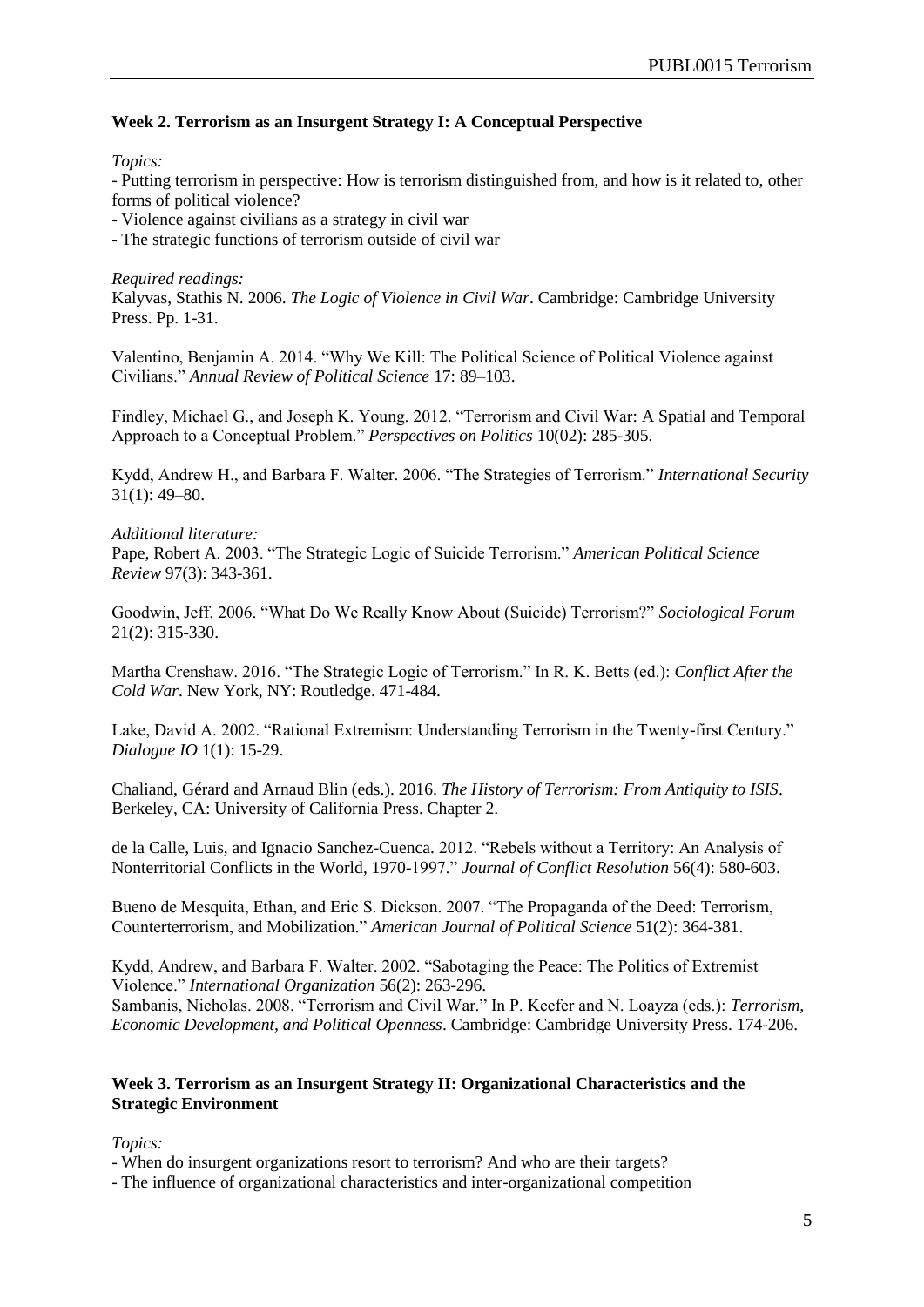### Week 2. Terrorism as an Insurgent Strategy I: A Conceptual Perspective

*Topics:*

- Putting terrorism in perspective: How is terrorism distinguished from, and how is it related to, other forms of political violence?
- Violence against civilians as a strategy in civil war
- The strategic functions of terrorism outside of civil war

*Required readings:*

Kalyvas, Stathis N. 2006. *The Logic of Violence in Civil War*. Cambridge: Cambridge University Press. Pp. 1-31.

Valentino, Benjamin A. 2014. "Why We Kill: The Political Science of Political Violence against Civilians." *Annual Review of Political Science* 17: 89–103.

Findley, Michael G., and Joseph K. Young. 2012. "Terrorism and Civil War: A Spatial and Temporal Approach to a Conceptual Problem." *Perspectives on Politics* 10(02): 285-305.

Kydd, Andrew H., and Barbara F. Walter. 2006. "The Strategies of Terrorism." *International Security* 31(1): 49–80.

*Additional literature:*

Pape, Robert A. 2003. "The Strategic Logic of Suicide Terrorism." *American Political Science Review* 97(3): 343-361.

Goodwin, Jeff. 2006. "What Do We Really Know About (Suicide) Terrorism?" *Sociological Forum* 21(2): 315-330.

Martha Crenshaw. 2016. "The Strategic Logic of Terrorism." In R. K. Betts (ed.): *Conflict After the Cold War*. New York, NY: Routledge. 471-484.

Lake, David A. 2002. "Rational Extremism: Understanding Terrorism in the Twenty-first Century." *Dialogue IO* 1(1): 15-29.

Chaliand, Gérard and Arnaud Blin (eds.). 2016. *The History of Terrorism: From Antiquity to ISIS*. Berkeley, CA: University of California Press. Chapter 2.

de la Calle, Luis, and Ignacio Sanchez-Cuenca. 2012. "Rebels without a Territory: An Analysis of Nonterritorial Conflicts in the World, 1970-1997." *Journal of Conflict Resolution* 56(4): 580-603.

Bueno de Mesquita, Ethan, and Eric S. Dickson. 2007. "The Propaganda of the Deed: Terrorism, Counterterrorism, and Mobilization." *American Journal of Political Science* 51(2): 364-381.

Kydd, Andrew, and Barbara F. Walter. 2002. "Sabotaging the Peace: The Politics of Extremist Violence." *International Organization* 56(2): 263-296.

Sambanis, Nicholas. 2008. "Terrorism and Civil War." In P. Keefer and N. Loayza (eds.): *Terrorism, Economic Development, and Political Openness*. Cambridge: Cambridge University Press. 174-206.

### Week 3. Terrorism as an Insurgent Strategy II: Organizational Characteristics and the Strategic Environment

*Topics:*

- When do insurgent organizations resort to terrorism? And who are their targets?
- The influence of organizational characteristics and inter-organizational competition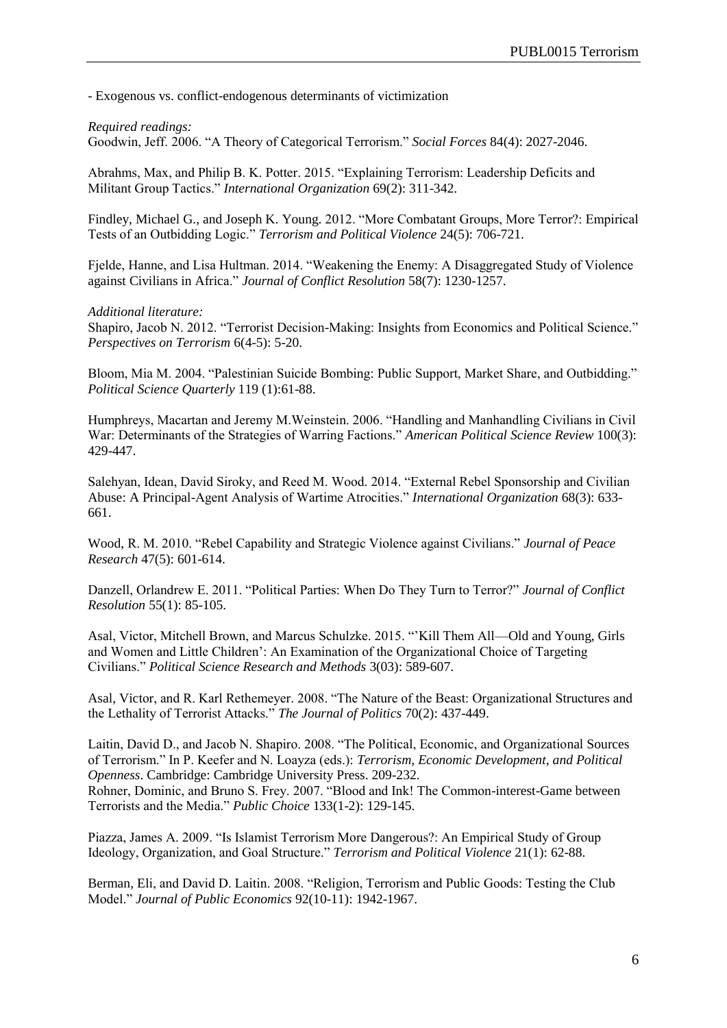- Exogenous vs. conflict-endogenous determinants of victimization

*Required readings:*
Goodwin, Jeff. 2006. "A Theory of Categorical Terrorism." *Social Forces* 84(4): 2027-2046.

Abrahms, Max, and Philip B. K. Potter. 2015. "Explaining Terrorism: Leadership Deficits and Militant Group Tactics." *International Organization* 69(2): 311-342.

Findley, Michael G., and Joseph K. Young. 2012. "More Combatant Groups, More Terror?: Empirical Tests of an Outbidding Logic." *Terrorism and Political Violence* 24(5): 706-721.

Fjelde, Hanne, and Lisa Hultman. 2014. "Weakening the Enemy: A Disaggregated Study of Violence against Civilians in Africa." *Journal of Conflict Resolution* 58(7): 1230-1257.

*Additional literature:*
Shapiro, Jacob N. 2012. "Terrorist Decision-Making: Insights from Economics and Political Science." *Perspectives on Terrorism* 6(4-5): 5-20.

Bloom, Mia M. 2004. "Palestinian Suicide Bombing: Public Support, Market Share, and Outbidding." *Political Science Quarterly* 119 (1):61-88.

Humphreys, Macartan and Jeremy M.Weinstein. 2006. "Handling and Manhandling Civilians in Civil War: Determinants of the Strategies of Warring Factions." *American Political Science Review* 100(3): 429-447.

Salehyan, Idean, David Siroky, and Reed M. Wood. 2014. "External Rebel Sponsorship and Civilian Abuse: A Principal-Agent Analysis of Wartime Atrocities." *International Organization* 68(3): 633-661.

Wood, R. M. 2010. "Rebel Capability and Strategic Violence against Civilians." *Journal of Peace Research* 47(5): 601-614.

Danzell, Orlandrew E. 2011. "Political Parties: When Do They Turn to Terror?" *Journal of Conflict Resolution* 55(1): 85-105.

Asal, Victor, Mitchell Brown, and Marcus Schulzke. 2015. "'Kill Them All—Old and Young, Girls and Women and Little Children': An Examination of the Organizational Choice of Targeting Civilians." *Political Science Research and Methods* 3(03): 589-607.

Asal, Victor, and R. Karl Rethemeyer. 2008. "The Nature of the Beast: Organizational Structures and the Lethality of Terrorist Attacks." *The Journal of Politics* 70(2): 437-449.

Laitin, David D., and Jacob N. Shapiro. 2008. "The Political, Economic, and Organizational Sources of Terrorism." In P. Keefer and N. Loayza (eds.): *Terrorism, Economic Development, and Political Openness*. Cambridge: Cambridge University Press. 209-232.
Rohner, Dominic, and Bruno S. Frey. 2007. "Blood and Ink! The Common-interest-Game between Terrorists and the Media." *Public Choice* 133(1-2): 129-145.

Piazza, James A. 2009. "Is Islamist Terrorism More Dangerous?: An Empirical Study of Group Ideology, Organization, and Goal Structure." *Terrorism and Political Violence* 21(1): 62-88.

Berman, Eli, and David D. Laitin. 2008. "Religion, Terrorism and Public Goods: Testing the Club Model." *Journal of Public Economics* 92(10-11): 1942-1967.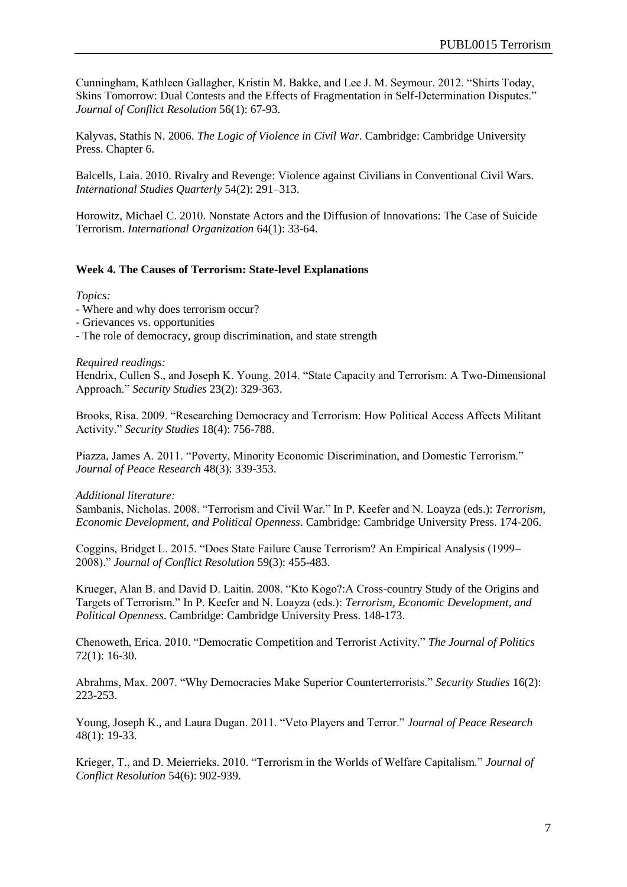Cunningham, Kathleen Gallagher, Kristin M. Bakke, and Lee J. M. Seymour. 2012. "Shirts Today, Skins Tomorrow: Dual Contests and the Effects of Fragmentation in Self-Determination Disputes." *Journal of Conflict Resolution* 56(1): 67-93.

Kalyvas, Stathis N. 2006. *The Logic of Violence in Civil War*. Cambridge: Cambridge University Press. Chapter 6.

Balcells, Laia. 2010. Rivalry and Revenge: Violence against Civilians in Conventional Civil Wars. *International Studies Quarterly* 54(2): 291–313.

Horowitz, Michael C. 2010. Nonstate Actors and the Diffusion of Innovations: The Case of Suicide Terrorism. *International Organization* 64(1): 33-64.

**Week 4. The Causes of Terrorism: State-level Explanations**

*Topics:*

- Where and why does terrorism occur?
- Grievances vs. opportunities
- The role of democracy, group discrimination, and state strength

*Required readings:*

Hendrix, Cullen S., and Joseph K. Young. 2014. "State Capacity and Terrorism: A Two-Dimensional Approach." *Security Studies* 23(2): 329-363.

Brooks, Risa. 2009. "Researching Democracy and Terrorism: How Political Access Affects Militant Activity." *Security Studies* 18(4): 756-788.

Piazza, James A. 2011. "Poverty, Minority Economic Discrimination, and Domestic Terrorism." *Journal of Peace Research* 48(3): 339-353.

*Additional literature:*

Sambanis, Nicholas. 2008. "Terrorism and Civil War." In P. Keefer and N. Loayza (eds.): *Terrorism, Economic Development, and Political Openness*. Cambridge: Cambridge University Press. 174-206.

Coggins, Bridget L. 2015. "Does State Failure Cause Terrorism? An Empirical Analysis (1999–2008)." *Journal of Conflict Resolution* 59(3): 455-483.

Krueger, Alan B. and David D. Laitin. 2008. "Kto Kogo?:A Cross-country Study of the Origins and Targets of Terrorism." In P. Keefer and N. Loayza (eds.): *Terrorism, Economic Development, and Political Openness*. Cambridge: Cambridge University Press. 148-173.

Chenoweth, Erica. 2010. "Democratic Competition and Terrorist Activity." *The Journal of Politics* 72(1): 16-30.

Abrahms, Max. 2007. "Why Democracies Make Superior Counterterrorists." *Security Studies* 16(2): 223-253.

Young, Joseph K., and Laura Dugan. 2011. "Veto Players and Terror." *Journal of Peace Research* 48(1): 19-33.

Krieger, T., and D. Meierrieks. 2010. "Terrorism in the Worlds of Welfare Capitalism." *Journal of Conflict Resolution* 54(6): 902-939.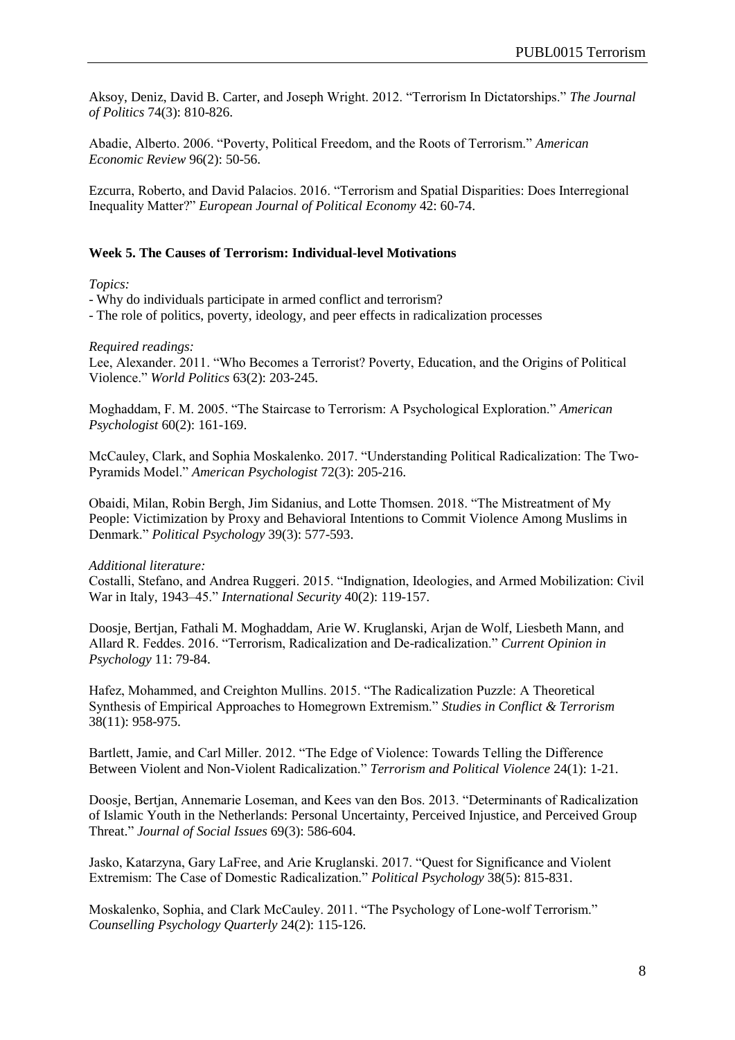Aksoy, Deniz, David B. Carter, and Joseph Wright. 2012. "Terrorism In Dictatorships." *The Journal of Politics* 74(3): 810-826.

Abadie, Alberto. 2006. "Poverty, Political Freedom, and the Roots of Terrorism." *American Economic Review* 96(2): 50-56.

Ezcurra, Roberto, and David Palacios. 2016. "Terrorism and Spatial Disparities: Does Interregional Inequality Matter?" *European Journal of Political Economy* 42: 60-74.

### Week 5. The Causes of Terrorism: Individual-level Motivations

*Topics:*

- Why do individuals participate in armed conflict and terrorism?
- The role of politics, poverty, ideology, and peer effects in radicalization processes

*Required readings:*

Lee, Alexander. 2011. "Who Becomes a Terrorist? Poverty, Education, and the Origins of Political Violence." *World Politics* 63(2): 203-245.

Moghaddam, F. M. 2005. "The Staircase to Terrorism: A Psychological Exploration." *American Psychologist* 60(2): 161-169.

McCauley, Clark, and Sophia Moskalenko. 2017. "Understanding Political Radicalization: The Two-Pyramids Model." *American Psychologist* 72(3): 205-216.

Obaidi, Milan, Robin Bergh, Jim Sidanius, and Lotte Thomsen. 2018. "The Mistreatment of My People: Victimization by Proxy and Behavioral Intentions to Commit Violence Among Muslims in Denmark." *Political Psychology* 39(3): 577-593.

*Additional literature:*

Costalli, Stefano, and Andrea Ruggeri. 2015. "Indignation, Ideologies, and Armed Mobilization: Civil War in Italy, 1943–45." *International Security* 40(2): 119-157.

Doosje, Bertjan, Fathali M. Moghaddam, Arie W. Kruglanski, Arjan de Wolf, Liesbeth Mann, and Allard R. Feddes. 2016. "Terrorism, Radicalization and De-radicalization." *Current Opinion in Psychology* 11: 79-84.

Hafez, Mohammed, and Creighton Mullins. 2015. "The Radicalization Puzzle: A Theoretical Synthesis of Empirical Approaches to Homegrown Extremism." *Studies in Conflict & Terrorism* 38(11): 958-975.

Bartlett, Jamie, and Carl Miller. 2012. "The Edge of Violence: Towards Telling the Difference Between Violent and Non-Violent Radicalization." *Terrorism and Political Violence* 24(1): 1-21.

Doosje, Bertjan, Annemarie Loseman, and Kees van den Bos. 2013. "Determinants of Radicalization of Islamic Youth in the Netherlands: Personal Uncertainty, Perceived Injustice, and Perceived Group Threat." *Journal of Social Issues* 69(3): 586-604.

Jasko, Katarzyna, Gary LaFree, and Arie Kruglanski. 2017. "Quest for Significance and Violent Extremism: The Case of Domestic Radicalization." *Political Psychology* 38(5): 815-831.

Moskalenko, Sophia, and Clark McCauley. 2011. "The Psychology of Lone-wolf Terrorism." *Counselling Psychology Quarterly* 24(2): 115-126.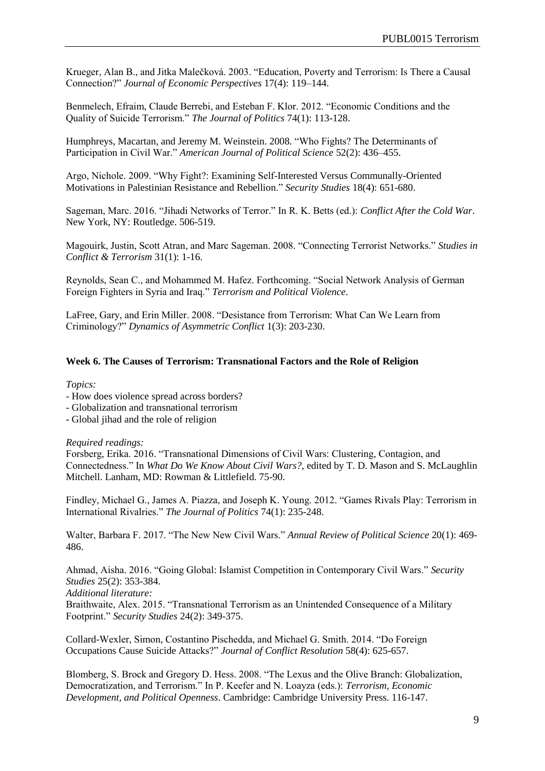Krueger, Alan B., and Jitka Malečková. 2003. "Education, Poverty and Terrorism: Is There a Causal Connection?" *Journal of Economic Perspectives* 17(4): 119–144.

Benmelech, Efraim, Claude Berrebi, and Esteban F. Klor. 2012. "Economic Conditions and the Quality of Suicide Terrorism." *The Journal of Politics* 74(1): 113-128.

Humphreys, Macartan, and Jeremy M. Weinstein. 2008. "Who Fights? The Determinants of Participation in Civil War." *American Journal of Political Science* 52(2): 436–455.

Argo, Nichole. 2009. "Why Fight?: Examining Self-Interested Versus Communally-Oriented Motivations in Palestinian Resistance and Rebellion." *Security Studies* 18(4): 651-680.

Sageman, Marc. 2016. "Jihadi Networks of Terror." In R. K. Betts (ed.): *Conflict After the Cold War*. New York, NY: Routledge. 506-519.

Magouirk, Justin, Scott Atran, and Marc Sageman. 2008. "Connecting Terrorist Networks." *Studies in Conflict & Terrorism* 31(1): 1-16.

Reynolds, Sean C., and Mohammed M. Hafez. Forthcoming. "Social Network Analysis of German Foreign Fighters in Syria and Iraq." *Terrorism and Political Violence*.

LaFree, Gary, and Erin Miller. 2008. "Desistance from Terrorism: What Can We Learn from Criminology?" *Dynamics of Asymmetric Conflict* 1(3): 203-230.

**Week 6. The Causes of Terrorism: Transnational Factors and the Role of Religion**

*Topics:*

- How does violence spread across borders?
- Globalization and transnational terrorism
- Global jihad and the role of religion

*Required readings:*

Forsberg, Erika. 2016. "Transnational Dimensions of Civil Wars: Clustering, Contagion, and Connectedness." In *What Do We Know About Civil Wars?*, edited by T. D. Mason and S. McLaughlin Mitchell. Lanham, MD: Rowman & Littlefield. 75-90.

Findley, Michael G., James A. Piazza, and Joseph K. Young. 2012. "Games Rivals Play: Terrorism in International Rivalries." *The Journal of Politics* 74(1): 235-248.

Walter, Barbara F. 2017. "The New New Civil Wars." *Annual Review of Political Science* 20(1): 469-486.

Ahmad, Aisha. 2016. "Going Global: Islamist Competition in Contemporary Civil Wars." *Security Studies* 25(2): 353-384.

*Additional literature:*

Braithwaite, Alex. 2015. "Transnational Terrorism as an Unintended Consequence of a Military Footprint." *Security Studies* 24(2): 349-375.

Collard-Wexler, Simon, Costantino Pischedda, and Michael G. Smith. 2014. "Do Foreign Occupations Cause Suicide Attacks?" *Journal of Conflict Resolution* 58(4): 625-657.

Blomberg, S. Brock and Gregory D. Hess. 2008. "The Lexus and the Olive Branch: Globalization, Democratization, and Terrorism." In P. Keefer and N. Loayza (eds.): *Terrorism, Economic Development, and Political Openness*. Cambridge: Cambridge University Press. 116-147.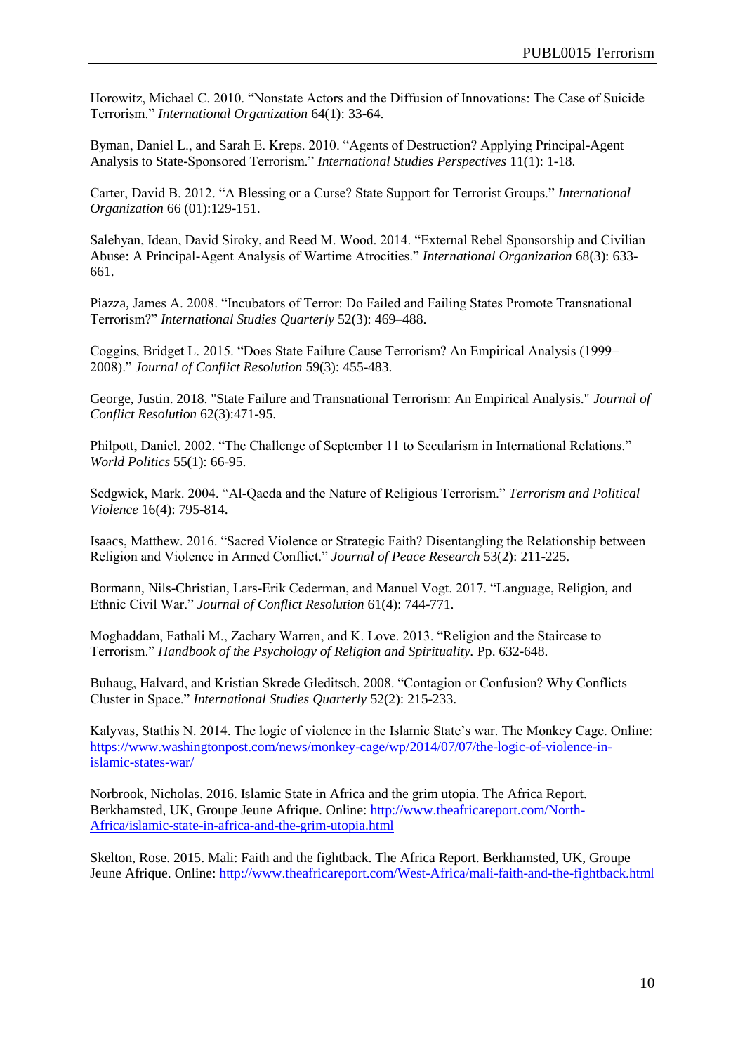Horowitz, Michael C. 2010. "Nonstate Actors and the Diffusion of Innovations: The Case of Suicide Terrorism." *International Organization* 64(1): 33-64.

Byman, Daniel L., and Sarah E. Kreps. 2010. "Agents of Destruction? Applying Principal-Agent Analysis to State-Sponsored Terrorism." *International Studies Perspectives* 11(1): 1-18.

Carter, David B. 2012. "A Blessing or a Curse? State Support for Terrorist Groups." *International Organization* 66 (01):129-151.

Salehyan, Idean, David Siroky, and Reed M. Wood. 2014. "External Rebel Sponsorship and Civilian Abuse: A Principal-Agent Analysis of Wartime Atrocities." *International Organization* 68(3): 633-661.

Piazza, James A. 2008. "Incubators of Terror: Do Failed and Failing States Promote Transnational Terrorism?" *International Studies Quarterly* 52(3): 469–488.

Coggins, Bridget L. 2015. "Does State Failure Cause Terrorism? An Empirical Analysis (1999–2008)." *Journal of Conflict Resolution* 59(3): 455-483.

George, Justin. 2018. "State Failure and Transnational Terrorism: An Empirical Analysis." *Journal of Conflict Resolution* 62(3):471-95.

Philpott, Daniel. 2002. "The Challenge of September 11 to Secularism in International Relations." *World Politics* 55(1): 66-95.

Sedgwick, Mark. 2004. "Al-Qaeda and the Nature of Religious Terrorism." *Terrorism and Political Violence* 16(4): 795-814.

Isaacs, Matthew. 2016. "Sacred Violence or Strategic Faith? Disentangling the Relationship between Religion and Violence in Armed Conflict." *Journal of Peace Research* 53(2): 211-225.

Bormann, Nils-Christian, Lars-Erik Cederman, and Manuel Vogt. 2017. "Language, Religion, and Ethnic Civil War." *Journal of Conflict Resolution* 61(4): 744-771.

Moghaddam, Fathali M., Zachary Warren, and K. Love. 2013. "Religion and the Staircase to Terrorism." *Handbook of the Psychology of Religion and Spirituality.* Pp. 632-648.

Buhaug, Halvard, and Kristian Skrede Gleditsch. 2008. "Contagion or Confusion? Why Conflicts Cluster in Space." *International Studies Quarterly* 52(2): 215-233.

Kalyvas, Stathis N. 2014. The logic of violence in the Islamic State's war. The Monkey Cage. Online: https://www.washingtonpost.com/news/monkey-cage/wp/2014/07/07/the-logic-of-violence-in-islamic-states-war/

Norbrook, Nicholas. 2016. Islamic State in Africa and the grim utopia. The Africa Report. Berkhamsted, UK, Groupe Jeune Afrique. Online: http://www.theafricareport.com/North-Africa/islamic-state-in-africa-and-the-grim-utopia.html

Skelton, Rose. 2015. Mali: Faith and the fightback. The Africa Report. Berkhamsted, UK, Groupe Jeune Afrique. Online: http://www.theafricareport.com/West-Africa/mali-faith-and-the-fightback.html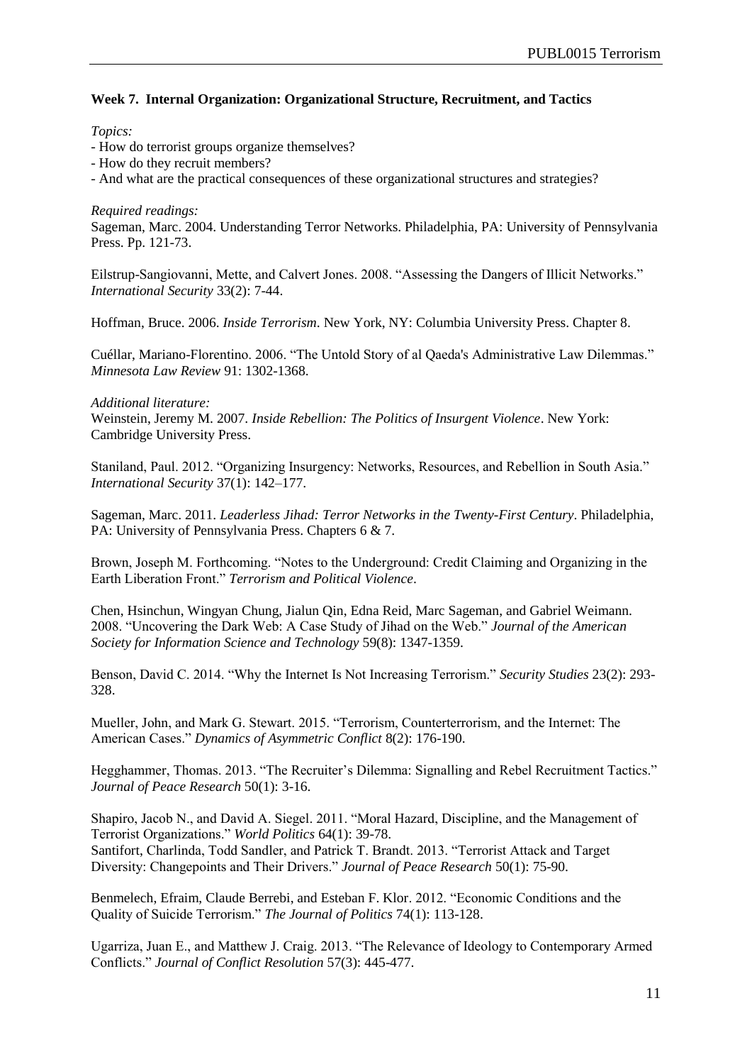**Week 7. Internal Organization: Organizational Structure, Recruitment, and Tactics**

*Topics:*

- How do terrorist groups organize themselves?
- How do they recruit members?
- And what are the practical consequences of these organizational structures and strategies?

*Required readings:*

Sageman, Marc. 2004. Understanding Terror Networks. Philadelphia, PA: University of Pennsylvania Press. Pp. 121-73.

Eilstrup-Sangiovanni, Mette, and Calvert Jones. 2008. "Assessing the Dangers of Illicit Networks." *International Security* 33(2): 7-44.

Hoffman, Bruce. 2006. *Inside Terrorism*. New York, NY: Columbia University Press. Chapter 8.

Cuéllar, Mariano-Florentino. 2006. "The Untold Story of al Qaeda's Administrative Law Dilemmas." *Minnesota Law Review* 91: 1302-1368.

*Additional literature:*

Weinstein, Jeremy M. 2007. *Inside Rebellion: The Politics of Insurgent Violence*. New York: Cambridge University Press.

Staniland, Paul. 2012. "Organizing Insurgency: Networks, Resources, and Rebellion in South Asia." *International Security* 37(1): 142–177.

Sageman, Marc. 2011. *Leaderless Jihad: Terror Networks in the Twenty-First Century*. Philadelphia, PA: University of Pennsylvania Press. Chapters 6 & 7.

Brown, Joseph M. Forthcoming. "Notes to the Underground: Credit Claiming and Organizing in the Earth Liberation Front." *Terrorism and Political Violence*.

Chen, Hsinchun, Wingyan Chung, Jialun Qin, Edna Reid, Marc Sageman, and Gabriel Weimann. 2008. "Uncovering the Dark Web: A Case Study of Jihad on the Web." *Journal of the American Society for Information Science and Technology* 59(8): 1347-1359.

Benson, David C. 2014. "Why the Internet Is Not Increasing Terrorism." *Security Studies* 23(2): 293-328.

Mueller, John, and Mark G. Stewart. 2015. "Terrorism, Counterterrorism, and the Internet: The American Cases." *Dynamics of Asymmetric Conflict* 8(2): 176-190.

Hegghammer, Thomas. 2013. "The Recruiter's Dilemma: Signalling and Rebel Recruitment Tactics." *Journal of Peace Research* 50(1): 3-16.

Shapiro, Jacob N., and David A. Siegel. 2011. "Moral Hazard, Discipline, and the Management of Terrorist Organizations." *World Politics* 64(1): 39-78.

Santifort, Charlinda, Todd Sandler, and Patrick T. Brandt. 2013. "Terrorist Attack and Target Diversity: Changepoints and Their Drivers." *Journal of Peace Research* 50(1): 75-90.

Benmelech, Efraim, Claude Berrebi, and Esteban F. Klor. 2012. "Economic Conditions and the Quality of Suicide Terrorism." *The Journal of Politics* 74(1): 113-128.

Ugarriza, Juan E., and Matthew J. Craig. 2013. "The Relevance of Ideology to Contemporary Armed Conflicts." *Journal of Conflict Resolution* 57(3): 445-477.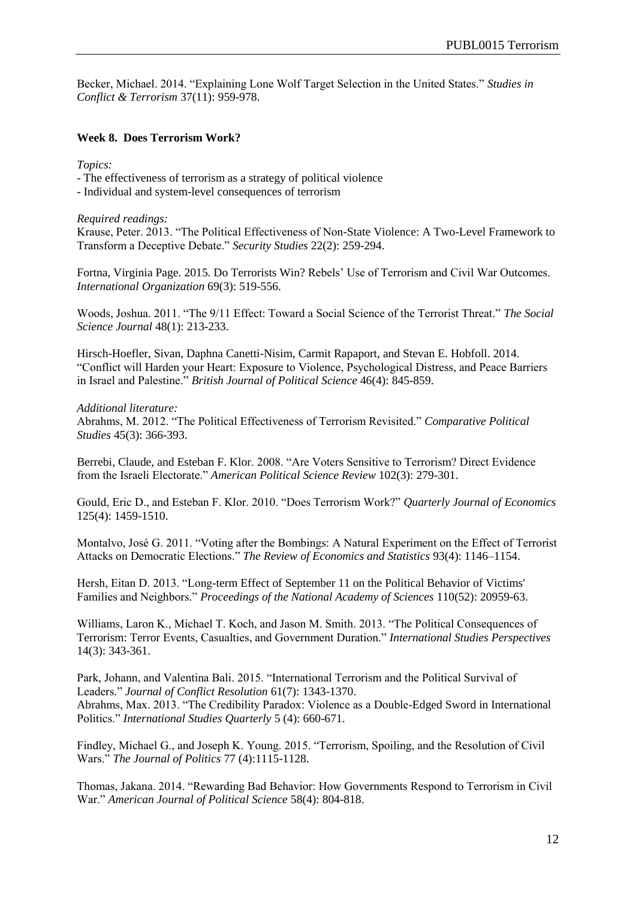Becker, Michael. 2014. "Explaining Lone Wolf Target Selection in the United States." *Studies in Conflict & Terrorism* 37(11): 959-978.

### Week 8. Does Terrorism Work?

*Topics:*

- The effectiveness of terrorism as a strategy of political violence
- Individual and system-level consequences of terrorism

*Required readings:*

Krause, Peter. 2013. "The Political Effectiveness of Non-State Violence: A Two-Level Framework to Transform a Deceptive Debate." *Security Studies* 22(2): 259-294.

Fortna, Virginia Page. 2015. Do Terrorists Win? Rebels' Use of Terrorism and Civil War Outcomes. *International Organization* 69(3): 519-556.

Woods, Joshua. 2011. "The 9/11 Effect: Toward a Social Science of the Terrorist Threat." *The Social Science Journal* 48(1): 213-233.

Hirsch-Hoefler, Sivan, Daphna Canetti-Nisim, Carmit Rapaport, and Stevan E. Hobfoll. 2014. "Conflict will Harden your Heart: Exposure to Violence, Psychological Distress, and Peace Barriers in Israel and Palestine." *British Journal of Political Science* 46(4): 845-859.

*Additional literature:*

Abrahms, M. 2012. "The Political Effectiveness of Terrorism Revisited." *Comparative Political Studies* 45(3): 366-393.

Berrebi, Claude, and Esteban F. Klor. 2008. "Are Voters Sensitive to Terrorism? Direct Evidence from the Israeli Electorate." *American Political Science Review* 102(3): 279-301.

Gould, Eric D., and Esteban F. Klor. 2010. "Does Terrorism Work?" *Quarterly Journal of Economics* 125(4): 1459-1510.

Montalvo, José G. 2011. "Voting after the Bombings: A Natural Experiment on the Effect of Terrorist Attacks on Democratic Elections." *The Review of Economics and Statistics* 93(4): 1146–1154.

Hersh, Eitan D. 2013. "Long-term Effect of September 11 on the Political Behavior of Victims' Families and Neighbors." *Proceedings of the National Academy of Sciences* 110(52): 20959-63.

Williams, Laron K., Michael T. Koch, and Jason M. Smith. 2013. "The Political Consequences of Terrorism: Terror Events, Casualties, and Government Duration." *International Studies Perspectives* 14(3): 343-361.

Park, Johann, and Valentina Bali. 2015. "International Terrorism and the Political Survival of Leaders." *Journal of Conflict Resolution* 61(7): 1343-1370.

Abrahms, Max. 2013. "The Credibility Paradox: Violence as a Double-Edged Sword in International Politics." *International Studies Quarterly* 5 (4): 660-671.

Findley, Michael G., and Joseph K. Young. 2015. "Terrorism, Spoiling, and the Resolution of Civil Wars." *The Journal of Politics* 77 (4):1115-1128.

Thomas, Jakana. 2014. "Rewarding Bad Behavior: How Governments Respond to Terrorism in Civil War." *American Journal of Political Science* 58(4): 804-818.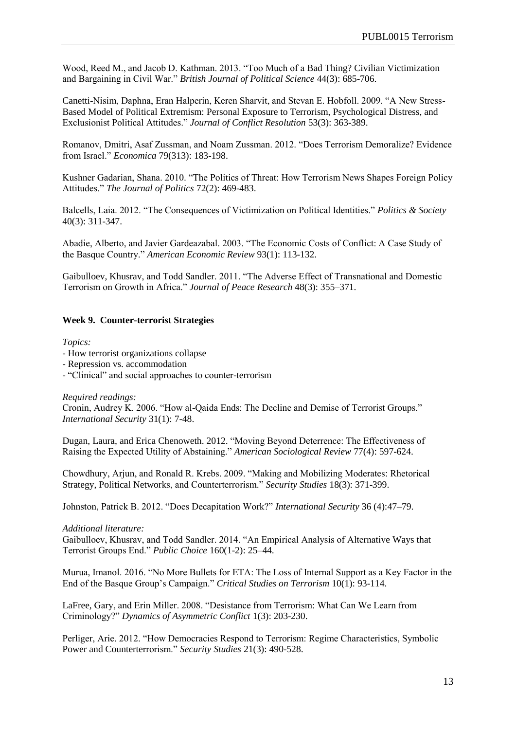Wood, Reed M., and Jacob D. Kathman. 2013. "Too Much of a Bad Thing? Civilian Victimization and Bargaining in Civil War." *British Journal of Political Science* 44(3): 685-706.

Canetti-Nisim, Daphna, Eran Halperin, Keren Sharvit, and Stevan E. Hobfoll. 2009. "A New Stress-Based Model of Political Extremism: Personal Exposure to Terrorism, Psychological Distress, and Exclusionist Political Attitudes." *Journal of Conflict Resolution* 53(3): 363-389.

Romanov, Dmitri, Asaf Zussman, and Noam Zussman. 2012. "Does Terrorism Demoralize? Evidence from Israel." *Economica* 79(313): 183-198.

Kushner Gadarian, Shana. 2010. "The Politics of Threat: How Terrorism News Shapes Foreign Policy Attitudes." *The Journal of Politics* 72(2): 469-483.

Balcells, Laia. 2012. "The Consequences of Victimization on Political Identities." *Politics & Society* 40(3): 311-347.

Abadie, Alberto, and Javier Gardeazabal. 2003. "The Economic Costs of Conflict: A Case Study of the Basque Country." *American Economic Review* 93(1): 113-132.

Gaibulloev, Khusrav, and Todd Sandler. 2011. "The Adverse Effect of Transnational and Domestic Terrorism on Growth in Africa." *Journal of Peace Research* 48(3): 355–371.

**Week 9. Counter-terrorist Strategies**

*Topics:*
- How terrorist organizations collapse
- Repression vs. accommodation
- "Clinical" and social approaches to counter-terrorism

*Required readings:*
Cronin, Audrey K. 2006. "How al-Qaida Ends: The Decline and Demise of Terrorist Groups." *International Security* 31(1): 7-48.

Dugan, Laura, and Erica Chenoweth. 2012. "Moving Beyond Deterrence: The Effectiveness of Raising the Expected Utility of Abstaining." *American Sociological Review* 77(4): 597-624.

Chowdhury, Arjun, and Ronald R. Krebs. 2009. "Making and Mobilizing Moderates: Rhetorical Strategy, Political Networks, and Counterterrorism." *Security Studies* 18(3): 371-399.

Johnston, Patrick B. 2012. "Does Decapitation Work?" *International Security* 36 (4):47–79.

*Additional literature:*
Gaibulloev, Khusrav, and Todd Sandler. 2014. "An Empirical Analysis of Alternative Ways that Terrorist Groups End." *Public Choice* 160(1-2): 25–44.

Murua, Imanol. 2016. "No More Bullets for ETA: The Loss of Internal Support as a Key Factor in the End of the Basque Group's Campaign." *Critical Studies on Terrorism* 10(1): 93-114.

LaFree, Gary, and Erin Miller. 2008. "Desistance from Terrorism: What Can We Learn from Criminology?" *Dynamics of Asymmetric Conflict* 1(3): 203-230.

Perliger, Arie. 2012. "How Democracies Respond to Terrorism: Regime Characteristics, Symbolic Power and Counterterrorism." *Security Studies* 21(3): 490-528.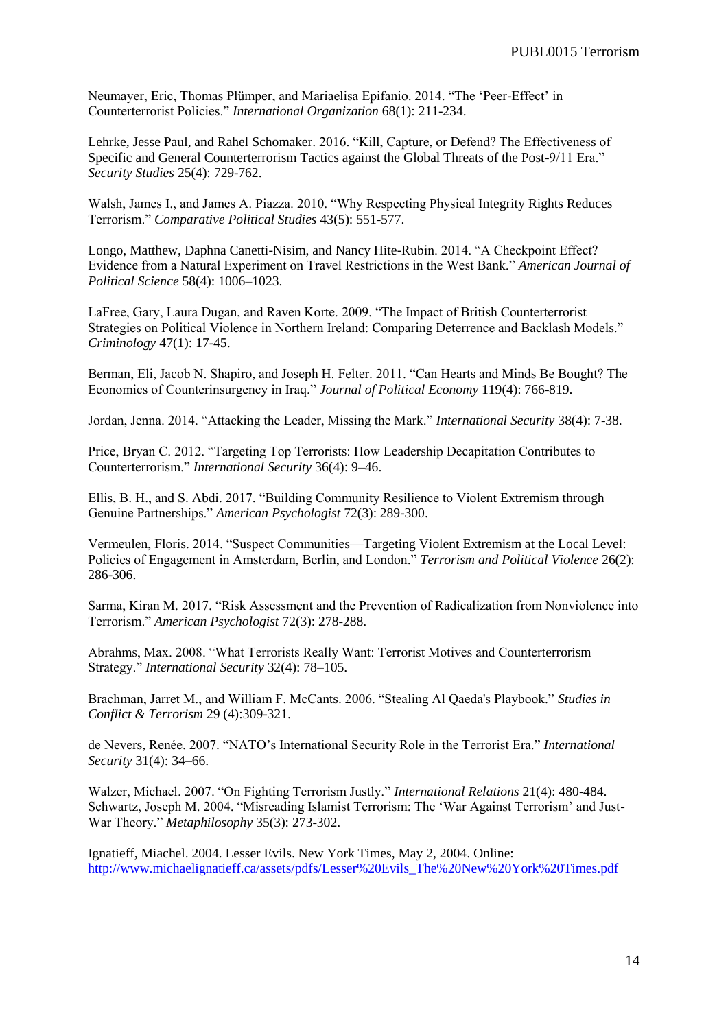Neumayer, Eric, Thomas Plümper, and Mariaelisa Epifanio. 2014. "The 'Peer-Effect' in Counterterrorist Policies." *International Organization* 68(1): 211-234.

Lehrke, Jesse Paul, and Rahel Schomaker. 2016. "Kill, Capture, or Defend? The Effectiveness of Specific and General Counterterrorism Tactics against the Global Threats of the Post-9/11 Era." *Security Studies* 25(4): 729-762.

Walsh, James I., and James A. Piazza. 2010. "Why Respecting Physical Integrity Rights Reduces Terrorism." *Comparative Political Studies* 43(5): 551-577.

Longo, Matthew, Daphna Canetti-Nisim, and Nancy Hite-Rubin. 2014. "A Checkpoint Effect? Evidence from a Natural Experiment on Travel Restrictions in the West Bank." *American Journal of Political Science* 58(4): 1006–1023.

LaFree, Gary, Laura Dugan, and Raven Korte. 2009. "The Impact of British Counterterrorist Strategies on Political Violence in Northern Ireland: Comparing Deterrence and Backlash Models." *Criminology* 47(1): 17-45.

Berman, Eli, Jacob N. Shapiro, and Joseph H. Felter. 2011. "Can Hearts and Minds Be Bought? The Economics of Counterinsurgency in Iraq." *Journal of Political Economy* 119(4): 766-819.

Jordan, Jenna. 2014. "Attacking the Leader, Missing the Mark." *International Security* 38(4): 7-38.

Price, Bryan C. 2012. "Targeting Top Terrorists: How Leadership Decapitation Contributes to Counterterrorism." *International Security* 36(4): 9–46.

Ellis, B. H., and S. Abdi. 2017. "Building Community Resilience to Violent Extremism through Genuine Partnerships." *American Psychologist* 72(3): 289-300.

Vermeulen, Floris. 2014. "Suspect Communities—Targeting Violent Extremism at the Local Level: Policies of Engagement in Amsterdam, Berlin, and London." *Terrorism and Political Violence* 26(2): 286-306.

Sarma, Kiran M. 2017. "Risk Assessment and the Prevention of Radicalization from Nonviolence into Terrorism." *American Psychologist* 72(3): 278-288.

Abrahms, Max. 2008. "What Terrorists Really Want: Terrorist Motives and Counterterrorism Strategy." *International Security* 32(4): 78–105.

Brachman, Jarret M., and William F. McCants. 2006. "Stealing Al Qaeda's Playbook." *Studies in Conflict & Terrorism* 29 (4):309-321.

de Nevers, Renée. 2007. "NATO's International Security Role in the Terrorist Era." *International Security* 31(4): 34–66.

Walzer, Michael. 2007. "On Fighting Terrorism Justly." *International Relations* 21(4): 480-484.
Schwartz, Joseph M. 2004. "Misreading Islamist Terrorism: The 'War Against Terrorism' and Just-War Theory." *Metaphilosophy* 35(3): 273-302.

Ignatieff, Miachel. 2004. Lesser Evils. New York Times, May 2, 2004. Online: http://www.michaelignatieff.ca/assets/pdfs/Lesser%20Evils_The%20New%20York%20Times.pdf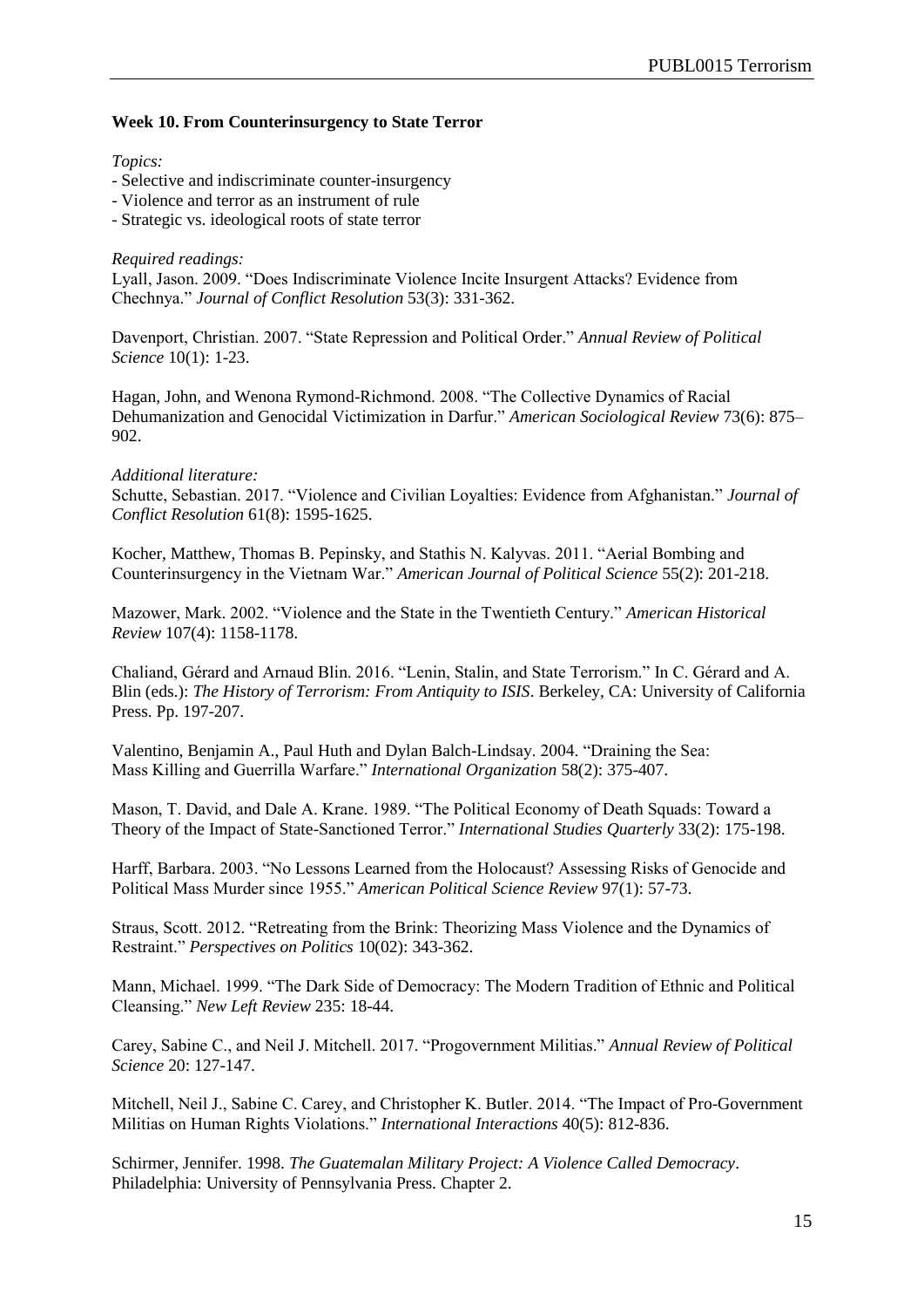**Week 10. From Counterinsurgency to State Terror**

*Topics:*

- Selective and indiscriminate counter-insurgency
- Violence and terror as an instrument of rule
- Strategic vs. ideological roots of state terror

*Required readings:*

Lyall, Jason. 2009. "Does Indiscriminate Violence Incite Insurgent Attacks? Evidence from Chechnya." *Journal of Conflict Resolution* 53(3): 331-362.

Davenport, Christian. 2007. "State Repression and Political Order." *Annual Review of Political Science* 10(1): 1-23.

Hagan, John, and Wenona Rymond-Richmond. 2008. "The Collective Dynamics of Racial Dehumanization and Genocidal Victimization in Darfur." *American Sociological Review* 73(6): 875–902.

*Additional literature:*

Schutte, Sebastian. 2017. "Violence and Civilian Loyalties: Evidence from Afghanistan." *Journal of Conflict Resolution* 61(8): 1595-1625.

Kocher, Matthew, Thomas B. Pepinsky, and Stathis N. Kalyvas. 2011. "Aerial Bombing and Counterinsurgency in the Vietnam War." *American Journal of Political Science* 55(2): 201-218.

Mazower, Mark. 2002. "Violence and the State in the Twentieth Century." *American Historical Review* 107(4): 1158-1178.

Chaliand, Gérard and Arnaud Blin. 2016. "Lenin, Stalin, and State Terrorism." In C. Gérard and A. Blin (eds.): *The History of Terrorism: From Antiquity to ISIS*. Berkeley, CA: University of California Press. Pp. 197-207.

Valentino, Benjamin A., Paul Huth and Dylan Balch-Lindsay. 2004. "Draining the Sea: Mass Killing and Guerrilla Warfare." *International Organization* 58(2): 375-407.

Mason, T. David, and Dale A. Krane. 1989. "The Political Economy of Death Squads: Toward a Theory of the Impact of State-Sanctioned Terror." *International Studies Quarterly* 33(2): 175-198.

Harff, Barbara. 2003. "No Lessons Learned from the Holocaust? Assessing Risks of Genocide and Political Mass Murder since 1955." *American Political Science Review* 97(1): 57-73.

Straus, Scott. 2012. "Retreating from the Brink: Theorizing Mass Violence and the Dynamics of Restraint." *Perspectives on Politics* 10(02): 343-362.

Mann, Michael. 1999. "The Dark Side of Democracy: The Modern Tradition of Ethnic and Political Cleansing." *New Left Review* 235: 18-44.

Carey, Sabine C., and Neil J. Mitchell. 2017. "Progovernment Militias." *Annual Review of Political Science* 20: 127-147.

Mitchell, Neil J., Sabine C. Carey, and Christopher K. Butler. 2014. "The Impact of Pro-Government Militias on Human Rights Violations." *International Interactions* 40(5): 812-836.

Schirmer, Jennifer. 1998. *The Guatemalan Military Project: A Violence Called Democracy*. Philadelphia: University of Pennsylvania Press. Chapter 2.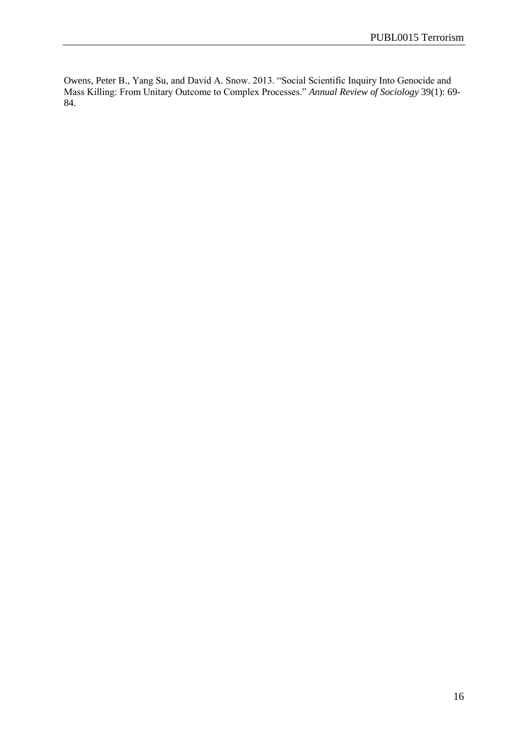Owens, Peter B., Yang Su, and David A. Snow. 2013. "Social Scientific Inquiry Into Genocide and Mass Killing: From Unitary Outcome to Complex Processes." *Annual Review of Sociology* 39(1): 69-84.